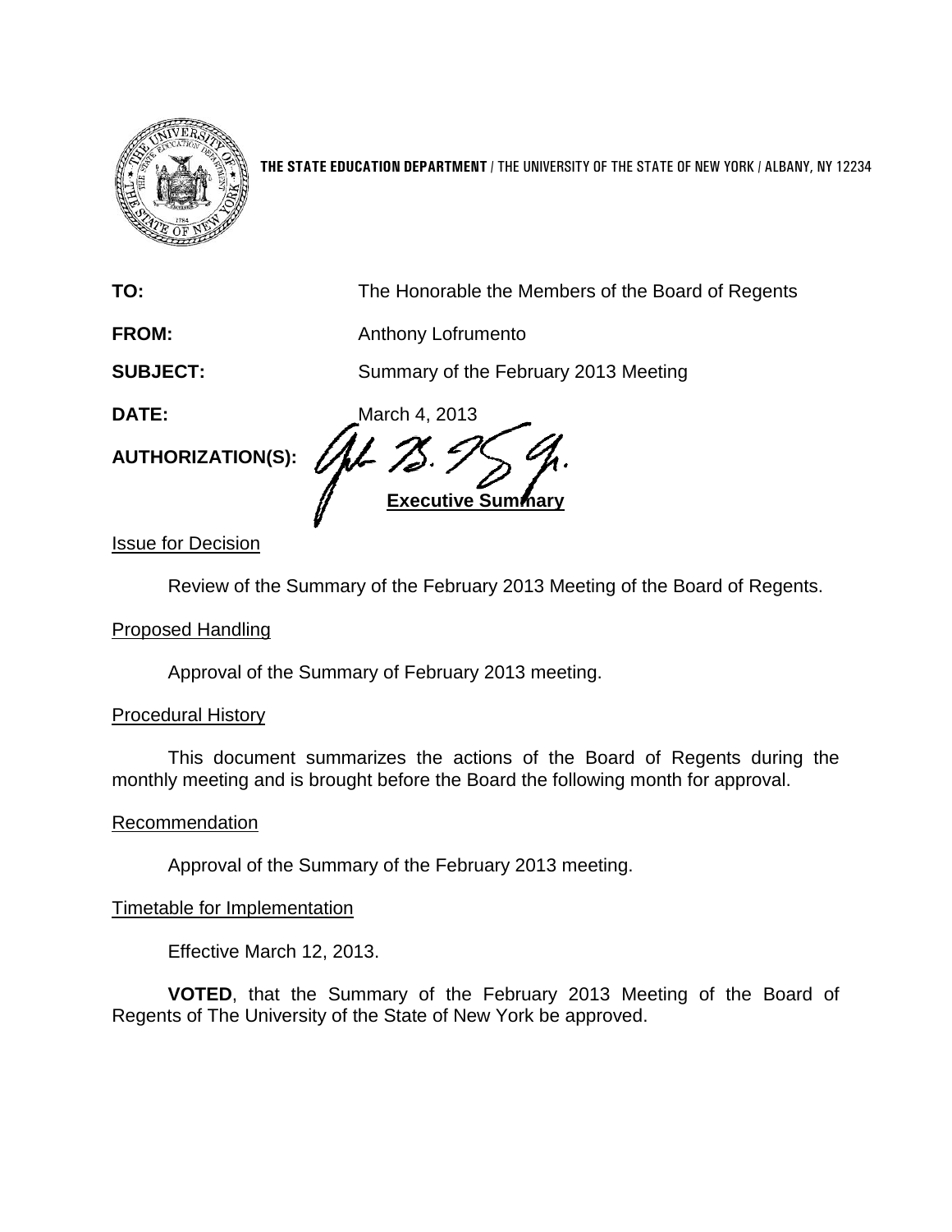**THE STATE EDUCATION DEPARTMENT** / THE UNIVERSITY OF THE STATE OF NEW YORK / ALBANY, NY 12234

**TO:** The Honorable the Members of the Board of Regents

**FROM:** Anthony Lofrumento

**SUBJECT:** Summary of the February 2013 Meeting

**DATE:** March 4, 2013

**AUTHORIZATION(S):**

**Executive Summary**

Issue for Decision

Review of the Summary of the February 2013 Meeting of the Board of Regents.

Proposed Handling

Approval of the Summary of February 2013 meeting.

Procedural History

This document summarizes the actions of the Board of Regents during the monthly meeting and is brought before the Board the following month for approval.

Recommendation

Approval of the Summary of the February 2013 meeting.

Timetable for Implementation

Effective March 12, 2013.

**VOTED**, that the Summary of the February 2013 Meeting of the Board of Regents of The University of the State of New York be approved.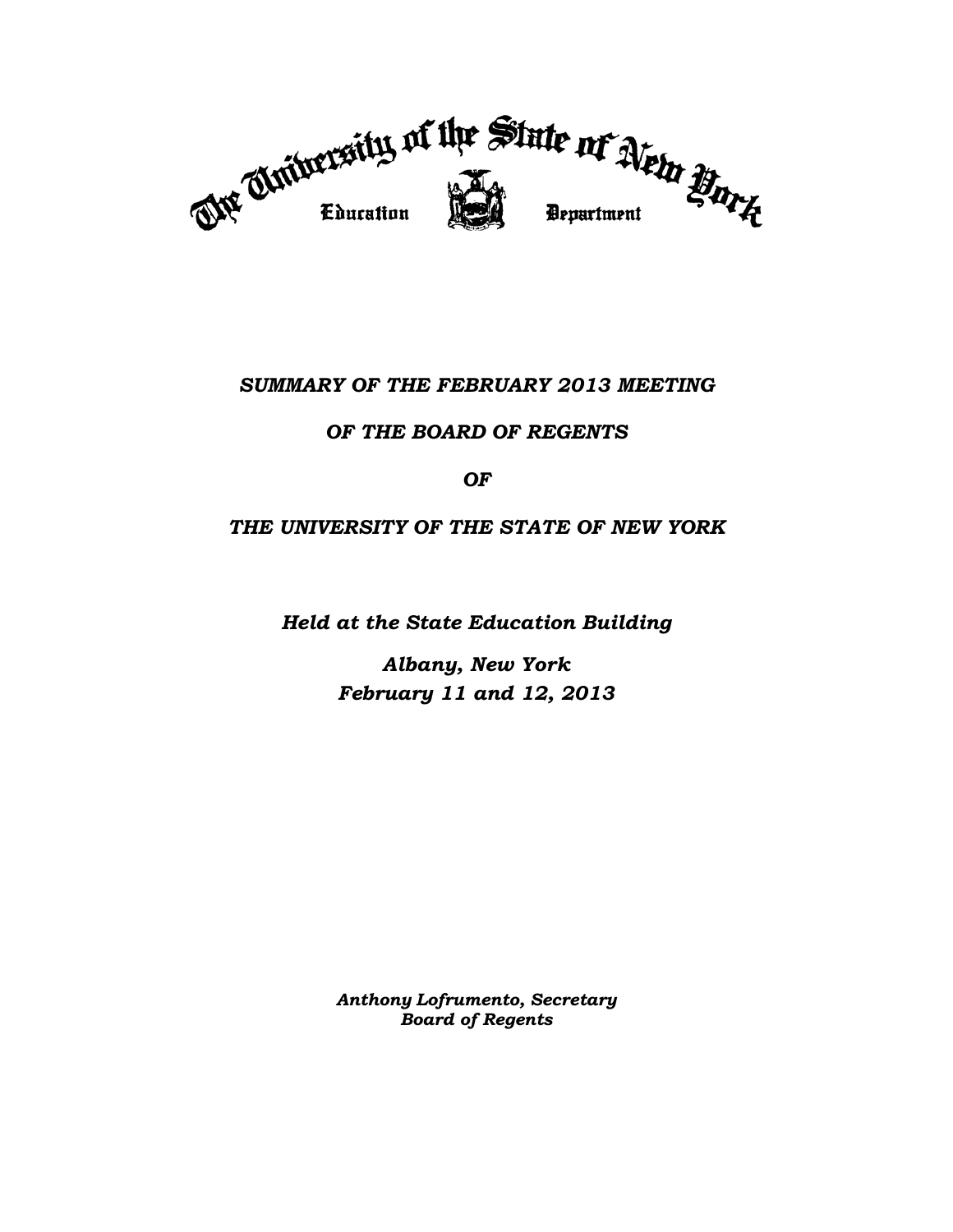The University of the State of New York

Education Department

***SUMMARY OF THE FEBRUARY 2013 MEETING***

***OF THE BOARD OF REGENTS***

***OF***

***THE UNIVERSITY OF THE STATE OF NEW YORK***

***Held at the State Education Building***

***Albany, New York***
***February 11 and 12, 2013***

***Anthony Lofrumento, Secretary***
***Board of Regents***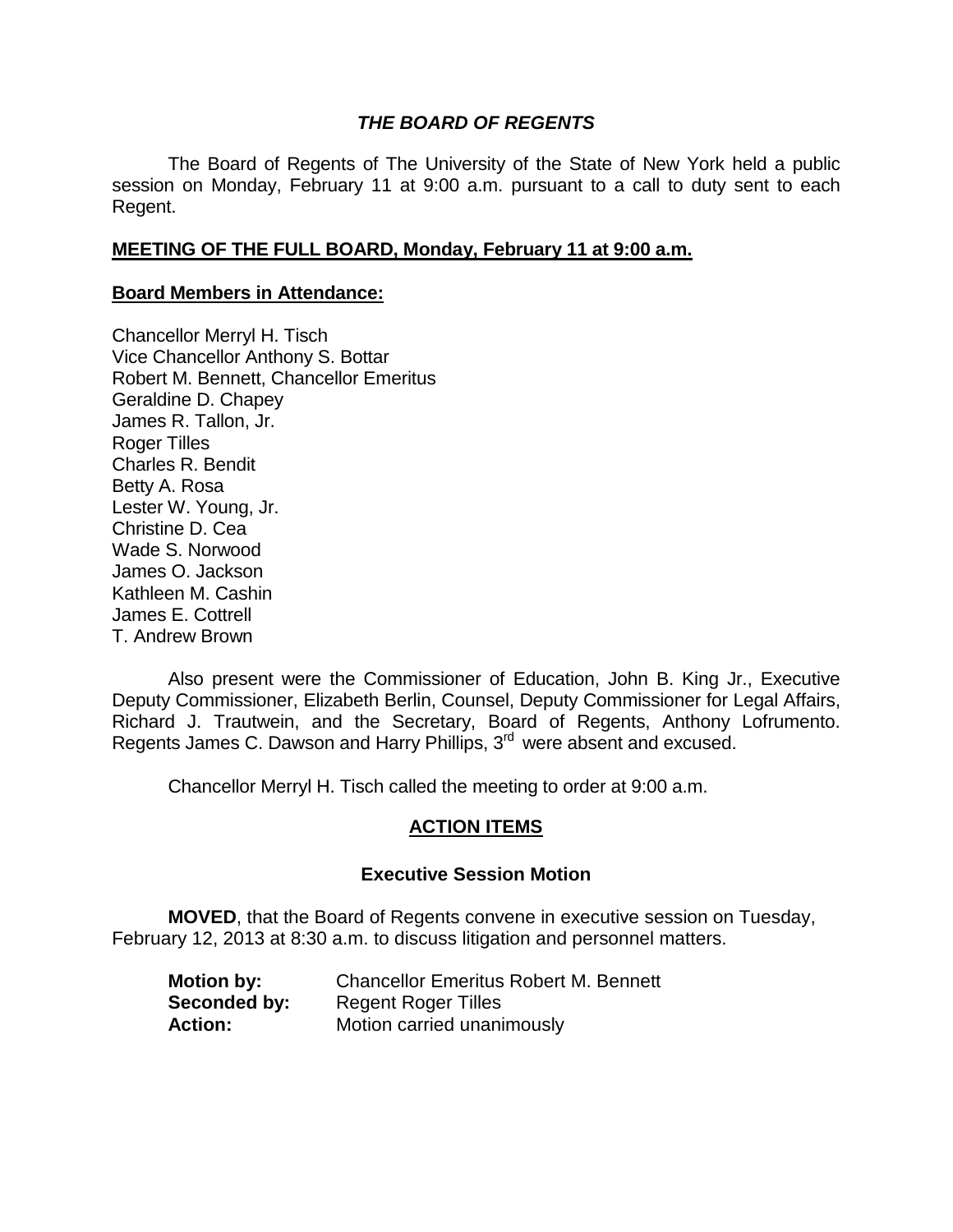### *THE BOARD OF REGENTS*

The Board of Regents of The University of the State of New York held a public session on Monday, February 11 at 9:00 a.m. pursuant to a call to duty sent to each Regent.

**MEETING OF THE FULL BOARD, Monday, February 11 at 9:00 a.m.**

**Board Members in Attendance:**

Chancellor Merryl H. Tisch
Vice Chancellor Anthony S. Bottar
Robert M. Bennett, Chancellor Emeritus
Geraldine D. Chapey
James R. Tallon, Jr.
Roger Tilles
Charles R. Bendit
Betty A. Rosa
Lester W. Young, Jr.
Christine D. Cea
Wade S. Norwood
James O. Jackson
Kathleen M. Cashin
James E. Cottrell
T. Andrew Brown

Also present were the Commissioner of Education, John B. King Jr., Executive Deputy Commissioner, Elizabeth Berlin, Counsel, Deputy Commissioner for Legal Affairs, Richard J. Trautwein, and the Secretary, Board of Regents, Anthony Lofrumento. Regents James C. Dawson and Harry Phillips, 3rd were absent and excused.

Chancellor Merryl H. Tisch called the meeting to order at 9:00 a.m.

**ACTION ITEMS**

**Executive Session Motion**

**MOVED**, that the Board of Regents convene in executive session on Tuesday, February 12, 2013 at 8:30 a.m. to discuss litigation and personnel matters.

**Motion by:** Chancellor Emeritus Robert M. Bennett
**Seconded by:** Regent Roger Tilles
**Action:** Motion carried unanimously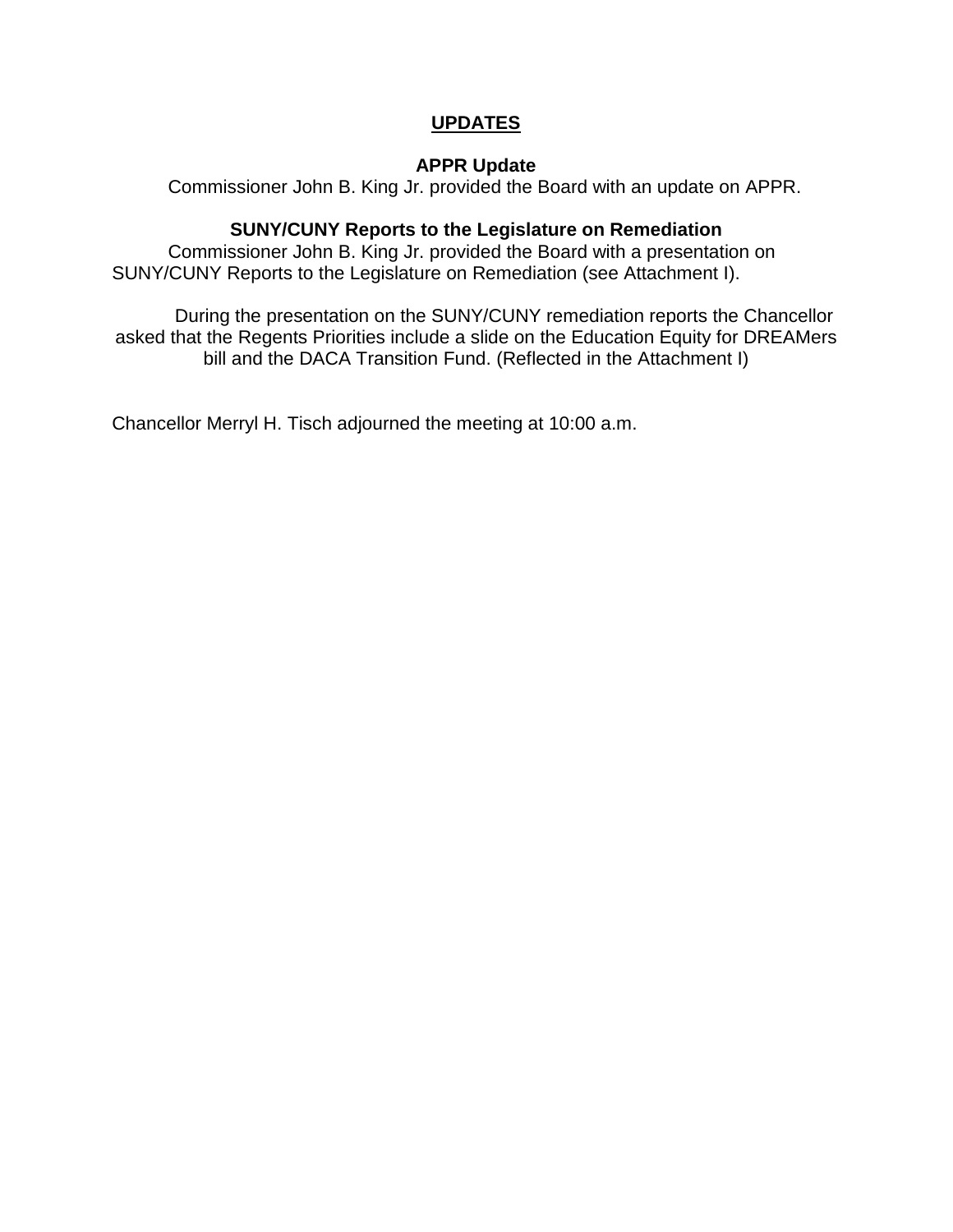## UPDATES

### APPR Update

Commissioner John B. King Jr. provided the Board with an update on APPR.

### SUNY/CUNY Reports to the Legislature on Remediation

Commissioner John B. King Jr. provided the Board with a presentation on SUNY/CUNY Reports to the Legislature on Remediation (see Attachment I).

During the presentation on the SUNY/CUNY remediation reports the Chancellor asked that the Regents Priorities include a slide on the Education Equity for DREAMers bill and the DACA Transition Fund. (Reflected in the Attachment I)

Chancellor Merryl H. Tisch adjourned the meeting at 10:00 a.m.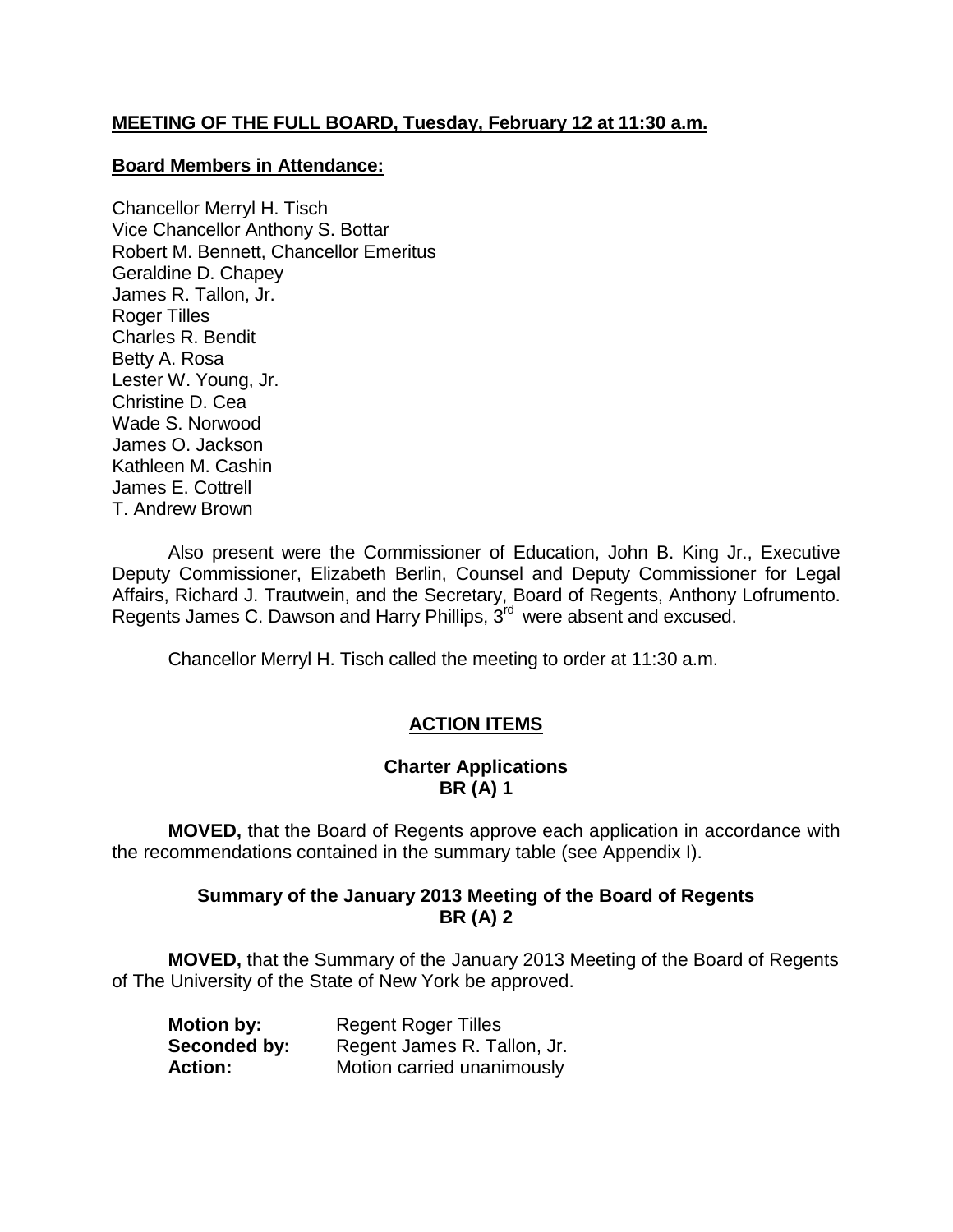**MEETING OF THE FULL BOARD, Tuesday, February 12 at 11:30 a.m.**

**Board Members in Attendance:**

Chancellor Merryl H. Tisch
Vice Chancellor Anthony S. Bottar
Robert M. Bennett, Chancellor Emeritus
Geraldine D. Chapey
James R. Tallon, Jr.
Roger Tilles
Charles R. Bendit
Betty A. Rosa
Lester W. Young, Jr.
Christine D. Cea
Wade S. Norwood
James O. Jackson
Kathleen M. Cashin
James E. Cottrell
T. Andrew Brown

Also present were the Commissioner of Education, John B. King Jr., Executive Deputy Commissioner, Elizabeth Berlin, Counsel and Deputy Commissioner for Legal Affairs, Richard J. Trautwein, and the Secretary, Board of Regents, Anthony Lofrumento. Regents James C. Dawson and Harry Phillips, 3rd were absent and excused.

Chancellor Merryl H. Tisch called the meeting to order at 11:30 a.m.

## ACTION ITEMS

### Charter Applications
### BR (A) 1

**MOVED,** that the Board of Regents approve each application in accordance with the recommendations contained in the summary table (see Appendix I).

### Summary of the January 2013 Meeting of the Board of Regents
### BR (A) 2

**MOVED,** that the Summary of the January 2013 Meeting of the Board of Regents of The University of the State of New York be approved.

**Motion by:** Regent Roger Tilles
**Seconded by:** Regent James R. Tallon, Jr.
**Action:** Motion carried unanimously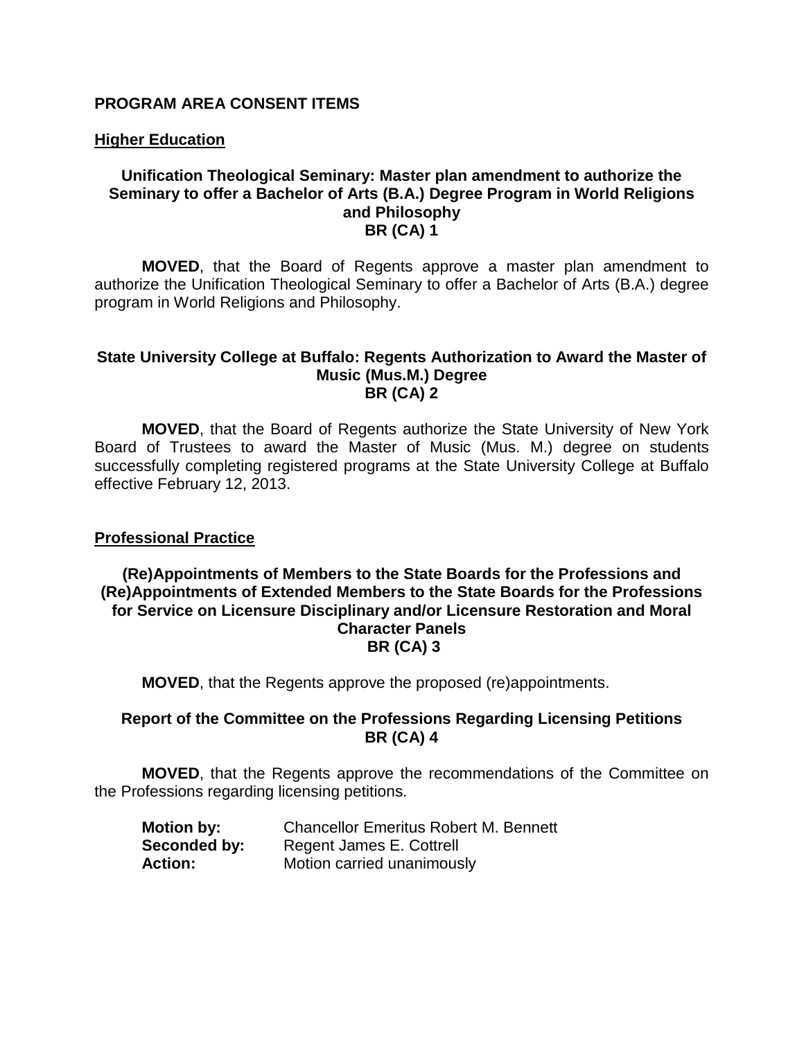## PROGRAM AREA CONSENT ITEMS

### Higher Education

**Unification Theological Seminary: Master plan amendment to authorize the Seminary to offer a Bachelor of Arts (B.A.) Degree Program in World Religions and Philosophy**
**BR (CA) 1**

**MOVED**, that the Board of Regents approve a master plan amendment to authorize the Unification Theological Seminary to offer a Bachelor of Arts (B.A.) degree program in World Religions and Philosophy.

**State University College at Buffalo: Regents Authorization to Award the Master of Music (Mus.M.) Degree**
**BR (CA) 2**

**MOVED**, that the Board of Regents authorize the State University of New York Board of Trustees to award the Master of Music (Mus. M.) degree on students successfully completing registered programs at the State University College at Buffalo effective February 12, 2013.

### Professional Practice

**(Re)Appointments of Members to the State Boards for the Professions and (Re)Appointments of Extended Members to the State Boards for the Professions for Service on Licensure Disciplinary and/or Licensure Restoration and Moral Character Panels**
**BR (CA) 3**

**MOVED**, that the Regents approve the proposed (re)appointments.

**Report of the Committee on the Professions Regarding Licensing Petitions**
**BR (CA) 4**

**MOVED**, that the Regents approve the recommendations of the Committee on the Professions regarding licensing petitions.

**Motion by:** Chancellor Emeritus Robert M. Bennett
**Seconded by:** Regent James E. Cottrell
**Action:** Motion carried unanimously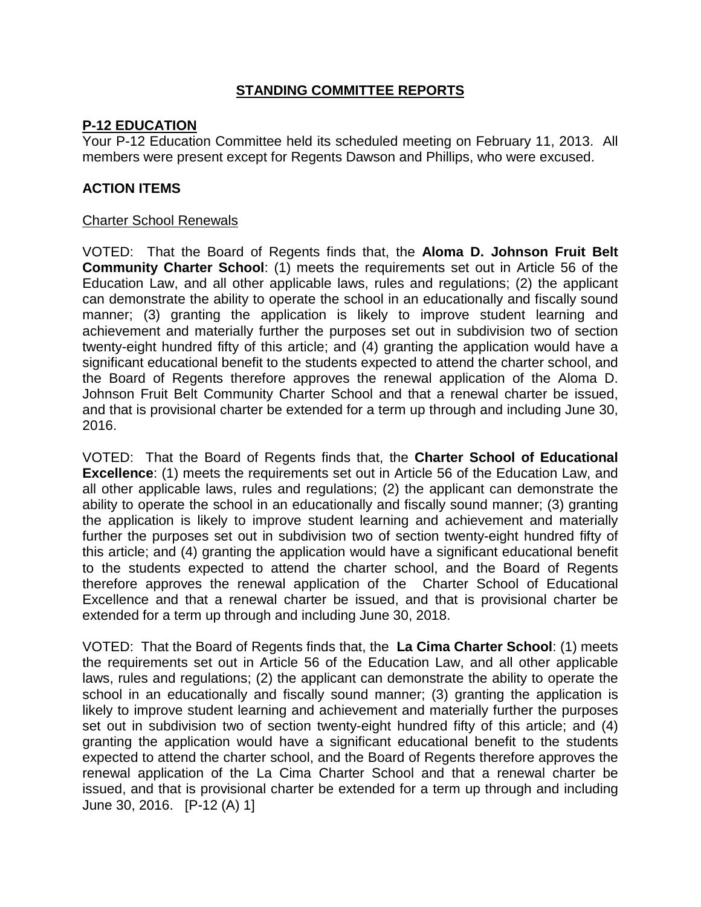# STANDING COMMITTEE REPORTS

## P-12 EDUCATION

Your P-12 Education Committee held its scheduled meeting on February 11, 2013. All members were present except for Regents Dawson and Phillips, who were excused.

### ACTION ITEMS

Charter School Renewals

VOTED: That the Board of Regents finds that, the **Aloma D. Johnson Fruit Belt Community Charter School**: (1) meets the requirements set out in Article 56 of the Education Law, and all other applicable laws, rules and regulations; (2) the applicant can demonstrate the ability to operate the school in an educationally and fiscally sound manner; (3) granting the application is likely to improve student learning and achievement and materially further the purposes set out in subdivision two of section twenty-eight hundred fifty of this article; and (4) granting the application would have a significant educational benefit to the students expected to attend the charter school, and the Board of Regents therefore approves the renewal application of the Aloma D. Johnson Fruit Belt Community Charter School and that a renewal charter be issued, and that is provisional charter be extended for a term up through and including June 30, 2016.

VOTED: That the Board of Regents finds that, the **Charter School of Educational Excellence**: (1) meets the requirements set out in Article 56 of the Education Law, and all other applicable laws, rules and regulations; (2) the applicant can demonstrate the ability to operate the school in an educationally and fiscally sound manner; (3) granting the application is likely to improve student learning and achievement and materially further the purposes set out in subdivision two of section twenty-eight hundred fifty of this article; and (4) granting the application would have a significant educational benefit to the students expected to attend the charter school, and the Board of Regents therefore approves the renewal application of the Charter School of Educational Excellence and that a renewal charter be issued, and that is provisional charter be extended for a term up through and including June 30, 2018.

VOTED: That the Board of Regents finds that, the **La Cima Charter School**: (1) meets the requirements set out in Article 56 of the Education Law, and all other applicable laws, rules and regulations; (2) the applicant can demonstrate the ability to operate the school in an educationally and fiscally sound manner; (3) granting the application is likely to improve student learning and achievement and materially further the purposes set out in subdivision two of section twenty-eight hundred fifty of this article; and (4) granting the application would have a significant educational benefit to the students expected to attend the charter school, and the Board of Regents therefore approves the renewal application of the La Cima Charter School and that a renewal charter be issued, and that is provisional charter be extended for a term up through and including June 30, 2016. [P-12 (A) 1]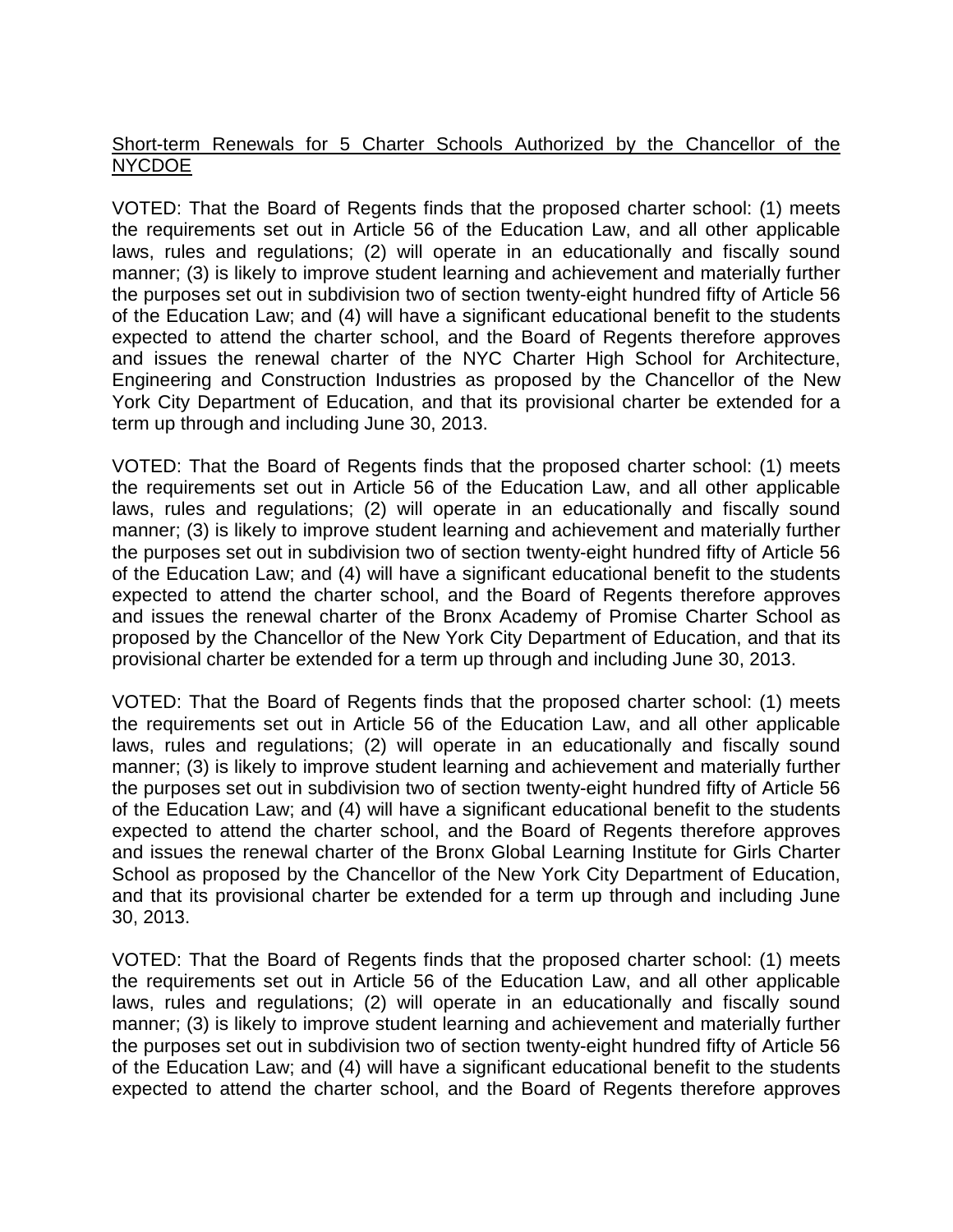Short-term Renewals for 5 Charter Schools Authorized by the Chancellor of the NYCDOE

VOTED: That the Board of Regents finds that the proposed charter school: (1) meets the requirements set out in Article 56 of the Education Law, and all other applicable laws, rules and regulations; (2) will operate in an educationally and fiscally sound manner; (3) is likely to improve student learning and achievement and materially further the purposes set out in subdivision two of section twenty-eight hundred fifty of Article 56 of the Education Law; and (4) will have a significant educational benefit to the students expected to attend the charter school, and the Board of Regents therefore approves and issues the renewal charter of the NYC Charter High School for Architecture, Engineering and Construction Industries as proposed by the Chancellor of the New York City Department of Education, and that its provisional charter be extended for a term up through and including June 30, 2013.

VOTED: That the Board of Regents finds that the proposed charter school: (1) meets the requirements set out in Article 56 of the Education Law, and all other applicable laws, rules and regulations; (2) will operate in an educationally and fiscally sound manner; (3) is likely to improve student learning and achievement and materially further the purposes set out in subdivision two of section twenty-eight hundred fifty of Article 56 of the Education Law; and (4) will have a significant educational benefit to the students expected to attend the charter school, and the Board of Regents therefore approves and issues the renewal charter of the Bronx Academy of Promise Charter School as proposed by the Chancellor of the New York City Department of Education, and that its provisional charter be extended for a term up through and including June 30, 2013.

VOTED: That the Board of Regents finds that the proposed charter school: (1) meets the requirements set out in Article 56 of the Education Law, and all other applicable laws, rules and regulations; (2) will operate in an educationally and fiscally sound manner; (3) is likely to improve student learning and achievement and materially further the purposes set out in subdivision two of section twenty-eight hundred fifty of Article 56 of the Education Law; and (4) will have a significant educational benefit to the students expected to attend the charter school, and the Board of Regents therefore approves and issues the renewal charter of the Bronx Global Learning Institute for Girls Charter School as proposed by the Chancellor of the New York City Department of Education, and that its provisional charter be extended for a term up through and including June 30, 2013.

VOTED: That the Board of Regents finds that the proposed charter school: (1) meets the requirements set out in Article 56 of the Education Law, and all other applicable laws, rules and regulations; (2) will operate in an educationally and fiscally sound manner; (3) is likely to improve student learning and achievement and materially further the purposes set out in subdivision two of section twenty-eight hundred fifty of Article 56 of the Education Law; and (4) will have a significant educational benefit to the students expected to attend the charter school, and the Board of Regents therefore approves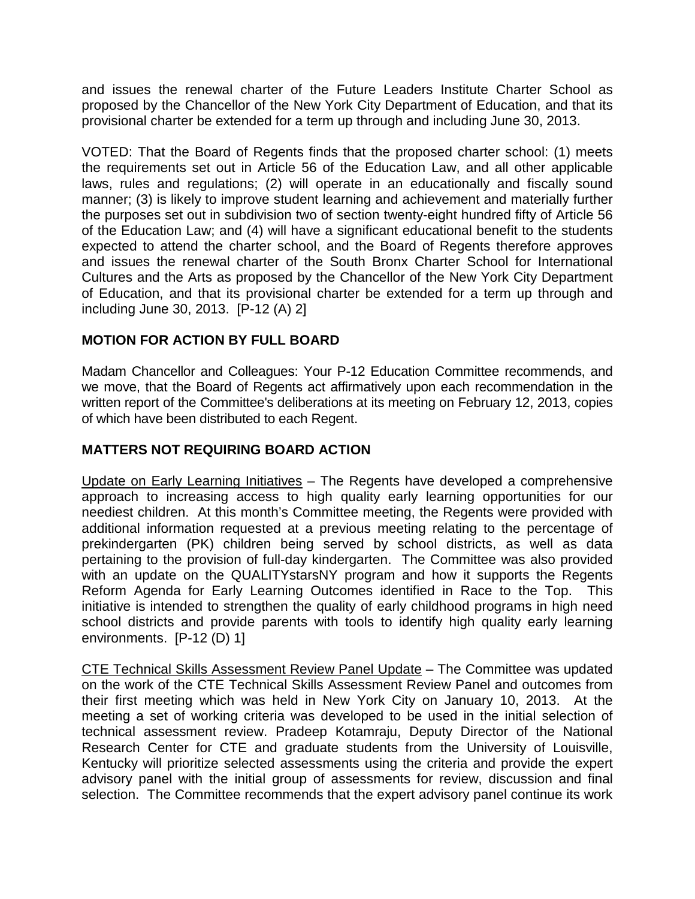and issues the renewal charter of the Future Leaders Institute Charter School as proposed by the Chancellor of the New York City Department of Education, and that its provisional charter be extended for a term up through and including June 30, 2013.

VOTED: That the Board of Regents finds that the proposed charter school: (1) meets the requirements set out in Article 56 of the Education Law, and all other applicable laws, rules and regulations; (2) will operate in an educationally and fiscally sound manner; (3) is likely to improve student learning and achievement and materially further the purposes set out in subdivision two of section twenty-eight hundred fifty of Article 56 of the Education Law; and (4) will have a significant educational benefit to the students expected to attend the charter school, and the Board of Regents therefore approves and issues the renewal charter of the South Bronx Charter School for International Cultures and the Arts as proposed by the Chancellor of the New York City Department of Education, and that its provisional charter be extended for a term up through and including June 30, 2013. [P-12 (A) 2]

## MOTION FOR ACTION BY FULL BOARD

Madam Chancellor and Colleagues: Your P-12 Education Committee recommends, and we move, that the Board of Regents act affirmatively upon each recommendation in the written report of the Committee's deliberations at its meeting on February 12, 2013, copies of which have been distributed to each Regent.

## MATTERS NOT REQUIRING BOARD ACTION

Update on Early Learning Initiatives – The Regents have developed a comprehensive approach to increasing access to high quality early learning opportunities for our neediest children. At this month's Committee meeting, the Regents were provided with additional information requested at a previous meeting relating to the percentage of prekindergarten (PK) children being served by school districts, as well as data pertaining to the provision of full-day kindergarten. The Committee was also provided with an update on the QUALITYstarsNY program and how it supports the Regents Reform Agenda for Early Learning Outcomes identified in Race to the Top. This initiative is intended to strengthen the quality of early childhood programs in high need school districts and provide parents with tools to identify high quality early learning environments. [P-12 (D) 1]

CTE Technical Skills Assessment Review Panel Update – The Committee was updated on the work of the CTE Technical Skills Assessment Review Panel and outcomes from their first meeting which was held in New York City on January 10, 2013. At the meeting a set of working criteria was developed to be used in the initial selection of technical assessment review. Pradeep Kotamraju, Deputy Director of the National Research Center for CTE and graduate students from the University of Louisville, Kentucky will prioritize selected assessments using the criteria and provide the expert advisory panel with the initial group of assessments for review, discussion and final selection. The Committee recommends that the expert advisory panel continue its work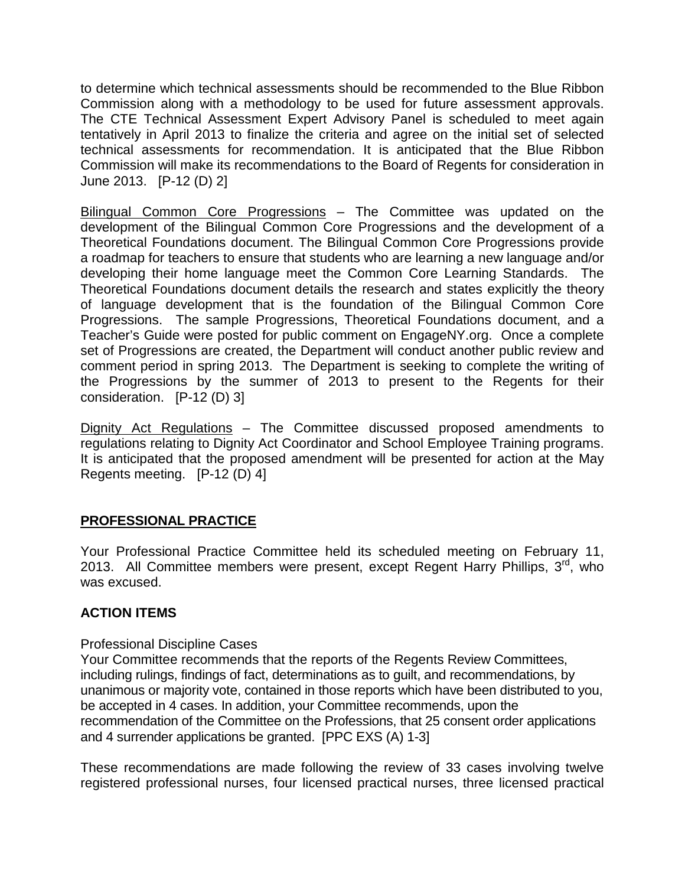to determine which technical assessments should be recommended to the Blue Ribbon Commission along with a methodology to be used for future assessment approvals. The CTE Technical Assessment Expert Advisory Panel is scheduled to meet again tentatively in April 2013 to finalize the criteria and agree on the initial set of selected technical assessments for recommendation. It is anticipated that the Blue Ribbon Commission will make its recommendations to the Board of Regents for consideration in June 2013. [P-12 (D) 2]

Bilingual Common Core Progressions – The Committee was updated on the development of the Bilingual Common Core Progressions and the development of a Theoretical Foundations document. The Bilingual Common Core Progressions provide a roadmap for teachers to ensure that students who are learning a new language and/or developing their home language meet the Common Core Learning Standards. The Theoretical Foundations document details the research and states explicitly the theory of language development that is the foundation of the Bilingual Common Core Progressions. The sample Progressions, Theoretical Foundations document, and a Teacher's Guide were posted for public comment on EngageNY.org. Once a complete set of Progressions are created, the Department will conduct another public review and comment period in spring 2013. The Department is seeking to complete the writing of the Progressions by the summer of 2013 to present to the Regents for their consideration. [P-12 (D) 3]

Dignity Act Regulations – The Committee discussed proposed amendments to regulations relating to Dignity Act Coordinator and School Employee Training programs. It is anticipated that the proposed amendment will be presented for action at the May Regents meeting. [P-12 (D) 4]

## PROFESSIONAL PRACTICE

Your Professional Practice Committee held its scheduled meeting on February 11, 2013. All Committee members were present, except Regent Harry Phillips, 3rd, who was excused.

### ACTION ITEMS

Professional Discipline Cases
Your Committee recommends that the reports of the Regents Review Committees, including rulings, findings of fact, determinations as to guilt, and recommendations, by unanimous or majority vote, contained in those reports which have been distributed to you, be accepted in 4 cases. In addition, your Committee recommends, upon the recommendation of the Committee on the Professions, that 25 consent order applications and 4 surrender applications be granted. [PPC EXS (A) 1-3]

These recommendations are made following the review of 33 cases involving twelve registered professional nurses, four licensed practical nurses, three licensed practical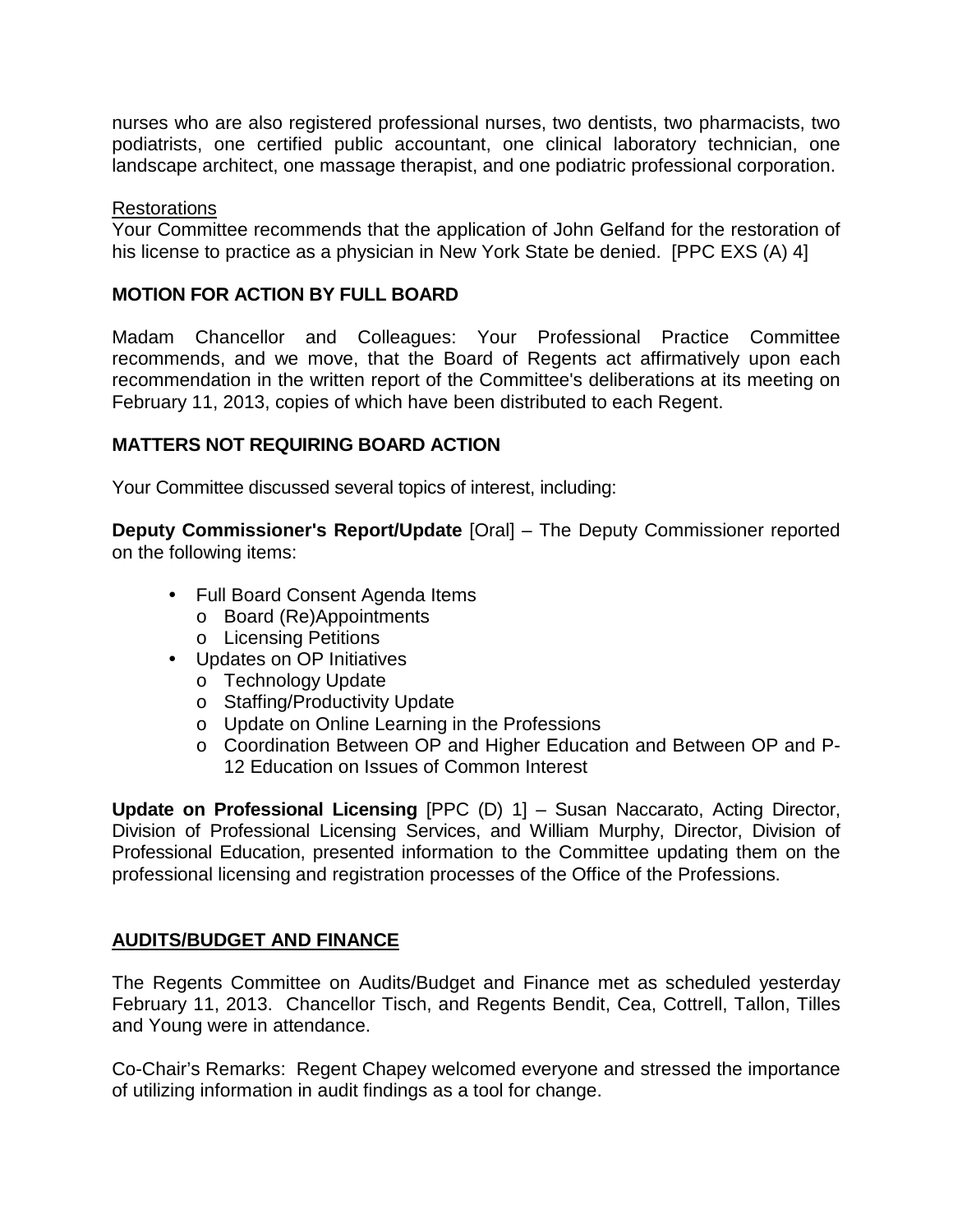nurses who are also registered professional nurses, two dentists, two pharmacists, two podiatrists, one certified public accountant, one clinical laboratory technician, one landscape architect, one massage therapist, and one podiatric professional corporation.

Restorations

Your Committee recommends that the application of John Gelfand for the restoration of his license to practice as a physician in New York State be denied. [PPC EXS (A) 4]

**MOTION FOR ACTION BY FULL BOARD**

Madam Chancellor and Colleagues: Your Professional Practice Committee recommends, and we move, that the Board of Regents act affirmatively upon each recommendation in the written report of the Committee's deliberations at its meeting on February 11, 2013, copies of which have been distributed to each Regent.

**MATTERS NOT REQUIRING BOARD ACTION**

Your Committee discussed several topics of interest, including:

**Deputy Commissioner's Report/Update** [Oral] – The Deputy Commissioner reported on the following items:

- Full Board Consent Agenda Items
  - Board (Re)Appointments
  - Licensing Petitions
- Updates on OP Initiatives
  - Technology Update
  - Staffing/Productivity Update
  - Update on Online Learning in the Professions
  - Coordination Between OP and Higher Education and Between OP and P-12 Education on Issues of Common Interest

**Update on Professional Licensing** [PPC (D) 1] – Susan Naccarato, Acting Director, Division of Professional Licensing Services, and William Murphy, Director, Division of Professional Education, presented information to the Committee updating them on the professional licensing and registration processes of the Office of the Professions.

**AUDITS/BUDGET AND FINANCE**

The Regents Committee on Audits/Budget and Finance met as scheduled yesterday February 11, 2013. Chancellor Tisch, and Regents Bendit, Cea, Cottrell, Tallon, Tilles and Young were in attendance.

Co-Chair's Remarks: Regent Chapey welcomed everyone and stressed the importance of utilizing information in audit findings as a tool for change.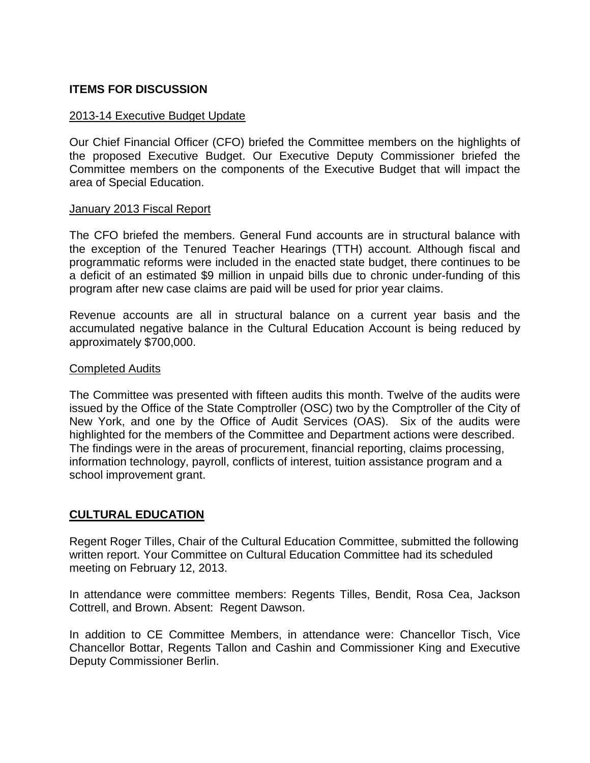**ITEMS FOR DISCUSSION**

2013-14 Executive Budget Update

Our Chief Financial Officer (CFO) briefed the Committee members on the highlights of the proposed Executive Budget. Our Executive Deputy Commissioner briefed the Committee members on the components of the Executive Budget that will impact the area of Special Education.

January 2013 Fiscal Report

The CFO briefed the members. General Fund accounts are in structural balance with the exception of the Tenured Teacher Hearings (TTH) account. Although fiscal and programmatic reforms were included in the enacted state budget, there continues to be a deficit of an estimated $9 million in unpaid bills due to chronic under-funding of this program after new case claims are paid will be used for prior year claims.

Revenue accounts are all in structural balance on a current year basis and the accumulated negative balance in the Cultural Education Account is being reduced by approximately $700,000.

Completed Audits

The Committee was presented with fifteen audits this month. Twelve of the audits were issued by the Office of the State Comptroller (OSC) two by the Comptroller of the City of New York, and one by the Office of Audit Services (OAS). Six of the audits were highlighted for the members of the Committee and Department actions were described. The findings were in the areas of procurement, financial reporting, claims processing, information technology, payroll, conflicts of interest, tuition assistance program and a school improvement grant.

**CULTURAL EDUCATION**

Regent Roger Tilles, Chair of the Cultural Education Committee, submitted the following written report. Your Committee on Cultural Education Committee had its scheduled meeting on February 12, 2013.

In attendance were committee members: Regents Tilles, Bendit, Rosa Cea, Jackson Cottrell, and Brown. Absent: Regent Dawson.

In addition to CE Committee Members, in attendance were: Chancellor Tisch, Vice Chancellor Bottar, Regents Tallon and Cashin and Commissioner King and Executive Deputy Commissioner Berlin.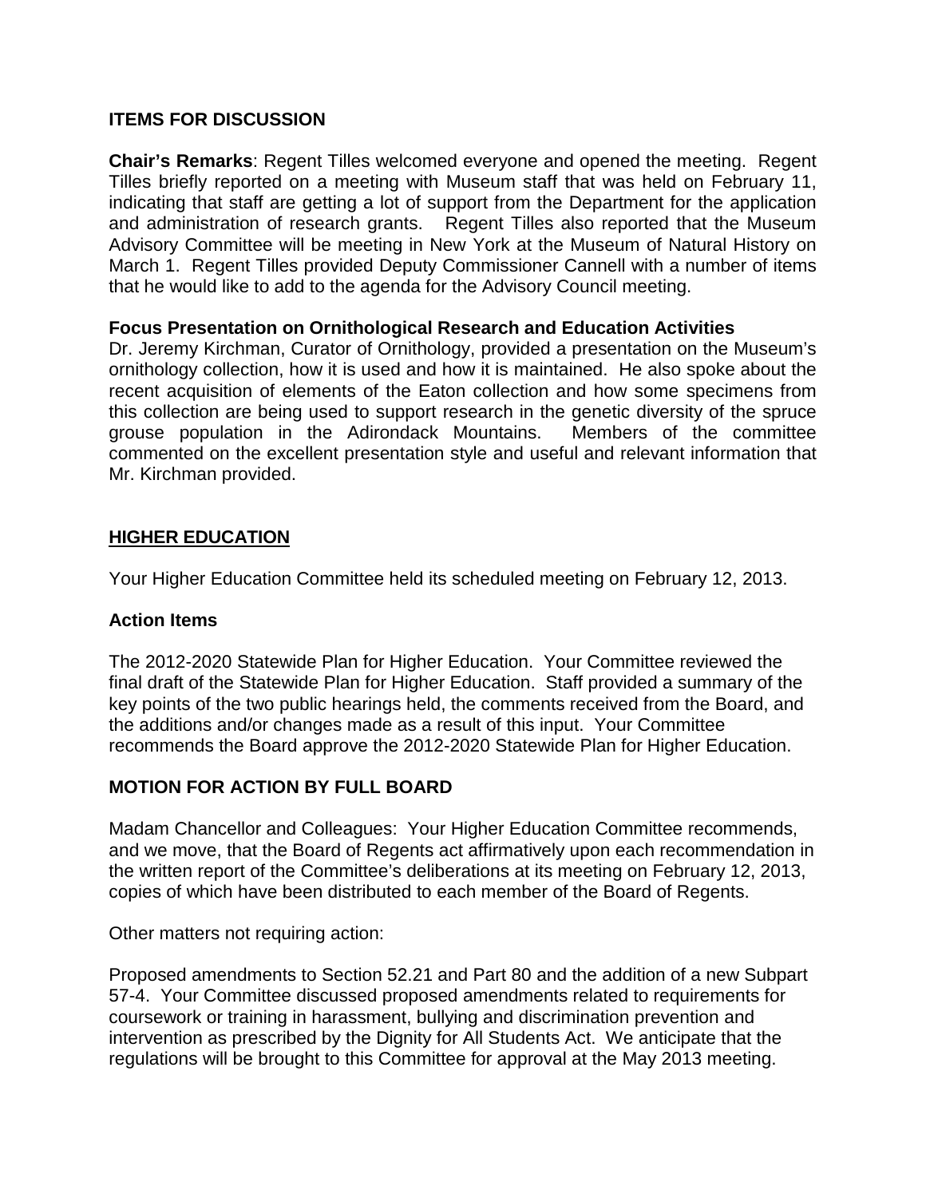### ITEMS FOR DISCUSSION

**Chair's Remarks**: Regent Tilles welcomed everyone and opened the meeting. Regent Tilles briefly reported on a meeting with Museum staff that was held on February 11, indicating that staff are getting a lot of support from the Department for the application and administration of research grants. Regent Tilles also reported that the Museum Advisory Committee will be meeting in New York at the Museum of Natural History on March 1. Regent Tilles provided Deputy Commissioner Cannell with a number of items that he would like to add to the agenda for the Advisory Council meeting.

**Focus Presentation on Ornithological Research and Education Activities**
Dr. Jeremy Kirchman, Curator of Ornithology, provided a presentation on the Museum's ornithology collection, how it is used and how it is maintained. He also spoke about the recent acquisition of elements of the Eaton collection and how some specimens from this collection are being used to support research in the genetic diversity of the spruce grouse population in the Adirondack Mountains. Members of the committee commented on the excellent presentation style and useful and relevant information that Mr. Kirchman provided.

## HIGHER EDUCATION

Your Higher Education Committee held its scheduled meeting on February 12, 2013.

### Action Items

The 2012-2020 Statewide Plan for Higher Education. Your Committee reviewed the final draft of the Statewide Plan for Higher Education. Staff provided a summary of the key points of the two public hearings held, the comments received from the Board, and the additions and/or changes made as a result of this input. Your Committee recommends the Board approve the 2012-2020 Statewide Plan for Higher Education.

### MOTION FOR ACTION BY FULL BOARD

Madam Chancellor and Colleagues: Your Higher Education Committee recommends, and we move, that the Board of Regents act affirmatively upon each recommendation in the written report of the Committee's deliberations at its meeting on February 12, 2013, copies of which have been distributed to each member of the Board of Regents.

Other matters not requiring action:

Proposed amendments to Section 52.21 and Part 80 and the addition of a new Subpart 57-4. Your Committee discussed proposed amendments related to requirements for coursework or training in harassment, bullying and discrimination prevention and intervention as prescribed by the Dignity for All Students Act. We anticipate that the regulations will be brought to this Committee for approval at the May 2013 meeting.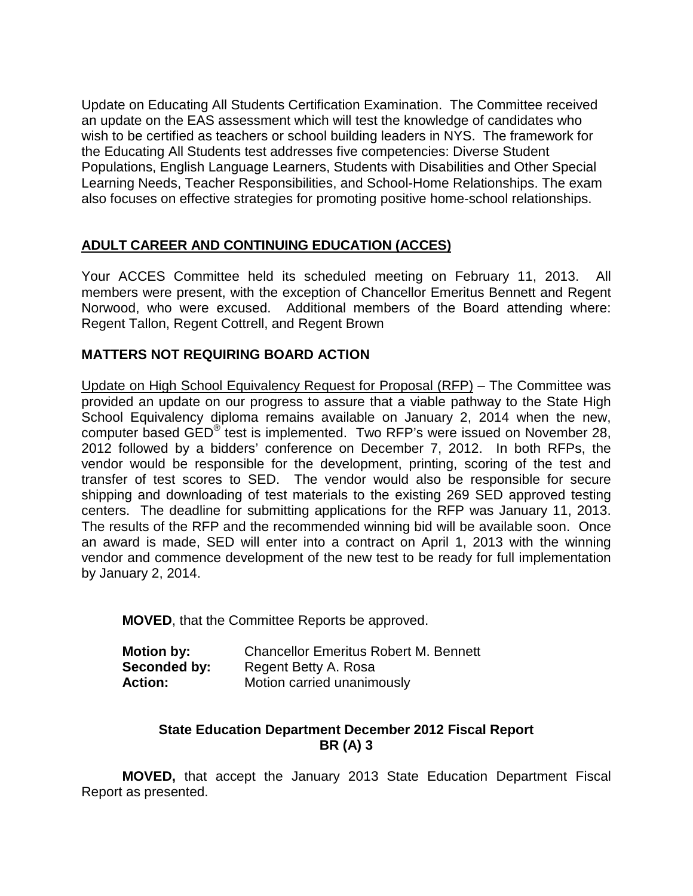Update on Educating All Students Certification Examination. The Committee received an update on the EAS assessment which will test the knowledge of candidates who wish to be certified as teachers or school building leaders in NYS. The framework for the Educating All Students test addresses five competencies: Diverse Student Populations, English Language Learners, Students with Disabilities and Other Special Learning Needs, Teacher Responsibilities, and School-Home Relationships. The exam also focuses on effective strategies for promoting positive home-school relationships.

## ADULT CAREER AND CONTINUING EDUCATION (ACCES)

Your ACCES Committee held its scheduled meeting on February 11, 2013. All members were present, with the exception of Chancellor Emeritus Bennett and Regent Norwood, who were excused. Additional members of the Board attending where: Regent Tallon, Regent Cottrell, and Regent Brown

### MATTERS NOT REQUIRING BOARD ACTION

Update on High School Equivalency Request for Proposal (RFP) – The Committee was provided an update on our progress to assure that a viable pathway to the State High School Equivalency diploma remains available on January 2, 2014 when the new, computer based GED® test is implemented. Two RFP's were issued on November 28, 2012 followed by a bidders' conference on December 7, 2012. In both RFPs, the vendor would be responsible for the development, printing, scoring of the test and transfer of test scores to SED. The vendor would also be responsible for secure shipping and downloading of test materials to the existing 269 SED approved testing centers. The deadline for submitting applications for the RFP was January 11, 2013. The results of the RFP and the recommended winning bid will be available soon. Once an award is made, SED will enter into a contract on April 1, 2013 with the winning vendor and commence development of the new test to be ready for full implementation by January 2, 2014.

**MOVED**, that the Committee Reports be approved.

**Motion by:** Chancellor Emeritus Robert M. Bennett
**Seconded by:** Regent Betty A. Rosa
**Action:** Motion carried unanimously

**State Education Department December 2012 Fiscal Report**
**BR (A) 3**

**MOVED,** that accept the January 2013 State Education Department Fiscal Report as presented.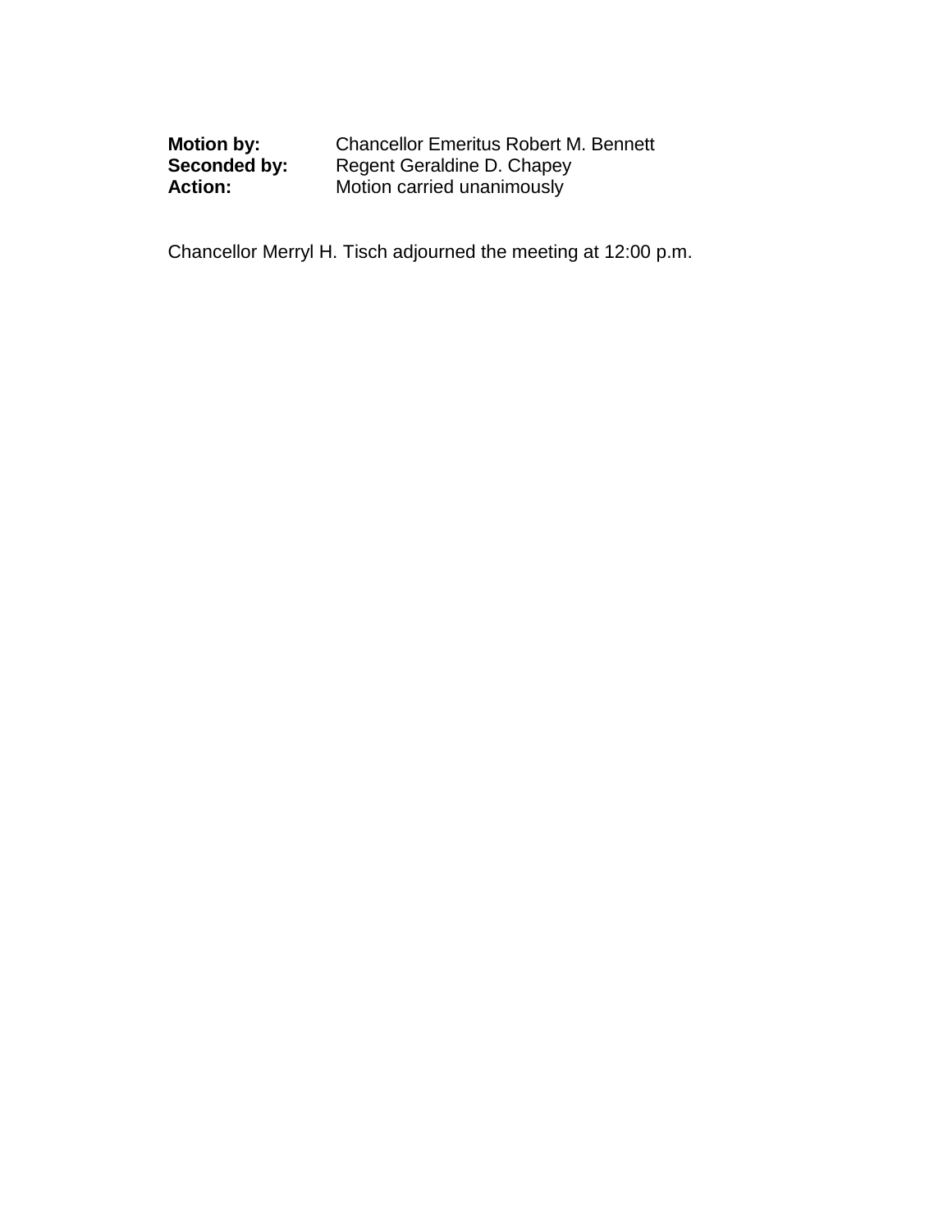**Motion by:** Chancellor Emeritus Robert M. Bennett
**Seconded by:** Regent Geraldine D. Chapey
**Action:** Motion carried unanimously

Chancellor Merryl H. Tisch adjourned the meeting at 12:00 p.m.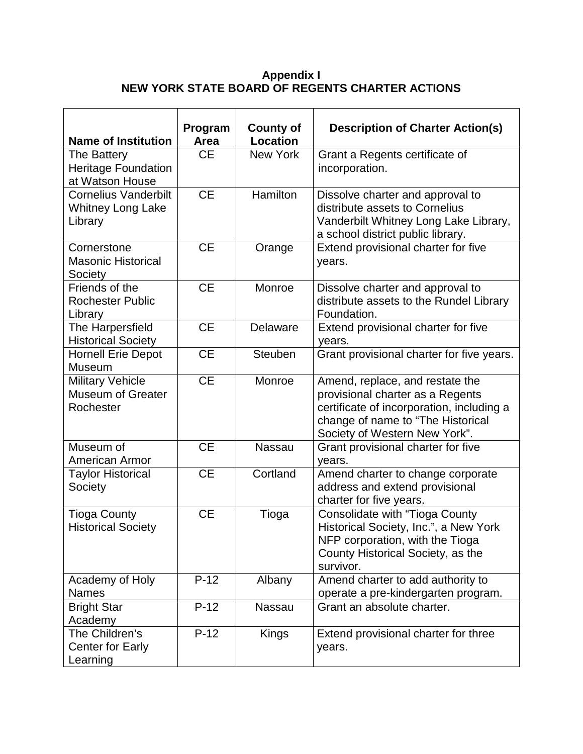**Appendix I**
**NEW YORK STATE BOARD OF REGENTS CHARTER ACTIONS**

| Name of Institution | Program Area | County of Location | Description of Charter Action(s) |
|---|---|---|---|
| The Battery Heritage Foundation at Watson House | CE | New York | Grant a Regents certificate of incorporation. |
| Cornelius Vanderbilt Whitney Long Lake Library | CE | Hamilton | Dissolve charter and approval to distribute assets to Cornelius Vanderbilt Whitney Long Lake Library, a school district public library. |
| Cornerstone Masonic Historical Society | CE | Orange | Extend provisional charter for five years. |
| Friends of the Rochester Public Library | CE | Monroe | Dissolve charter and approval to distribute assets to the Rundel Library Foundation. |
| The Harpersfield Historical Society | CE | Delaware | Extend provisional charter for five years. |
| Hornell Erie Depot Museum | CE | Steuben | Grant provisional charter for five years. |
| Military Vehicle Museum of Greater Rochester | CE | Monroe | Amend, replace, and restate the provisional charter as a Regents certificate of incorporation, including a change of name to "The Historical Society of Western New York". |
| Museum of American Armor | CE | Nassau | Grant provisional charter for five years. |
| Taylor Historical Society | CE | Cortland | Amend charter to change corporate address and extend provisional charter for five years. |
| Tioga County Historical Society | CE | Tioga | Consolidate with "Tioga County Historical Society, Inc.", a New York NFP corporation, with the Tioga County Historical Society, as the survivor. |
| Academy of Holy Names | P-12 | Albany | Amend charter to add authority to operate a pre-kindergarten program. |
| Bright Star Academy | P-12 | Nassau | Grant an absolute charter. |
| The Children's Center for Early Learning | P-12 | Kings | Extend provisional charter for three years. |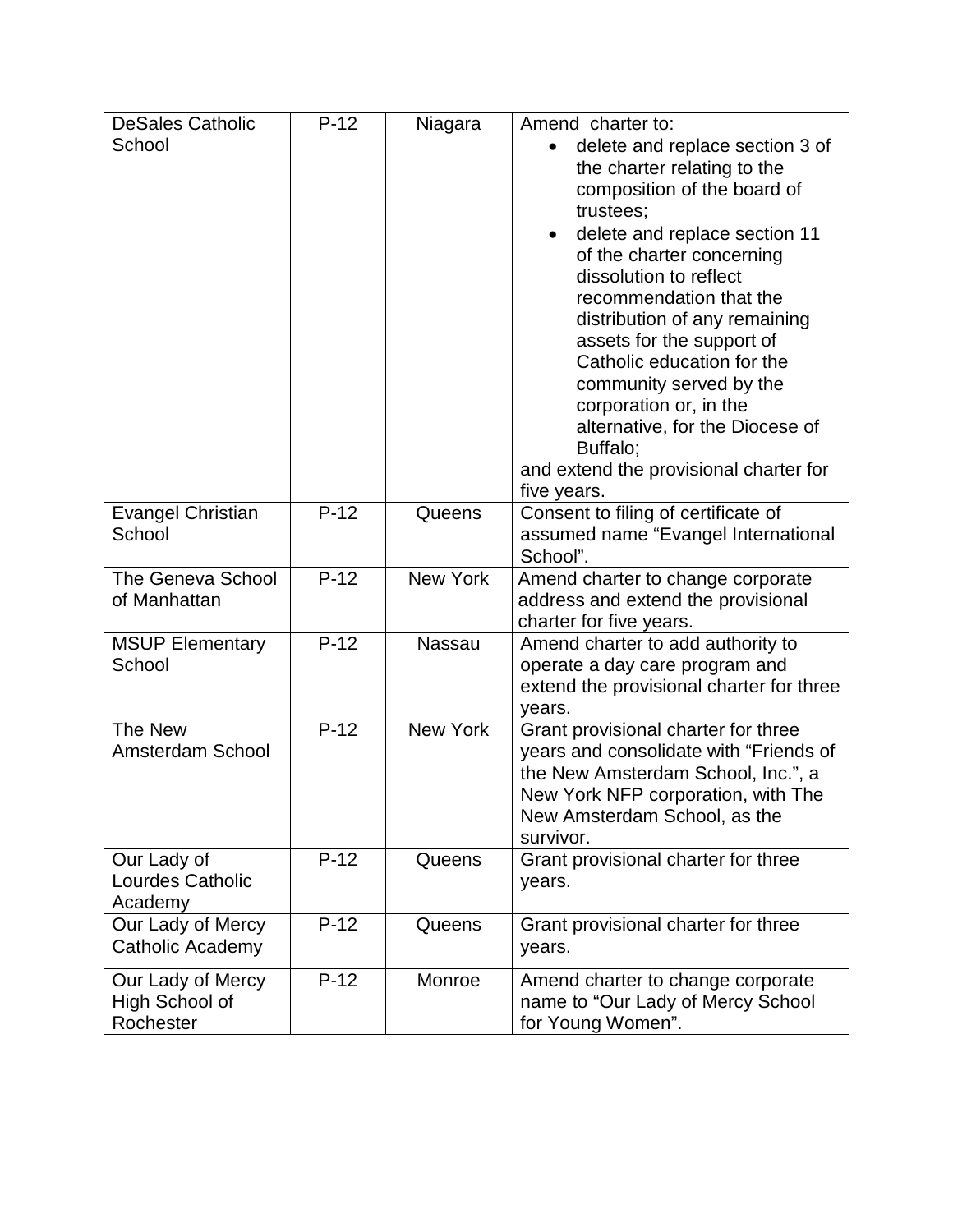| | | | |
|---|---|---|---|
| DeSales Catholic School | P-12 | Niagara | Amend charter to:<br>• delete and replace section 3 of the charter relating to the composition of the board of trustees;<br>• delete and replace section 11 of the charter concerning dissolution to reflect recommendation that the distribution of any remaining assets for the support of Catholic education for the community served by the corporation or, in the alternative, for the Diocese of Buffalo;<br>and extend the provisional charter for five years. |
| Evangel Christian School | P-12 | Queens | Consent to filing of certificate of assumed name "Evangel International School". |
| The Geneva School of Manhattan | P-12 | New York | Amend charter to change corporate address and extend the provisional charter for five years. |
| MSUP Elementary School | P-12 | Nassau | Amend charter to add authority to operate a day care program and extend the provisional charter for three years. |
| The New Amsterdam School | P-12 | New York | Grant provisional charter for three years and consolidate with "Friends of the New Amsterdam School, Inc.", a New York NFP corporation, with The New Amsterdam School, as the survivor. |
| Our Lady of Lourdes Catholic Academy | P-12 | Queens | Grant provisional charter for three years. |
| Our Lady of Mercy Catholic Academy | P-12 | Queens | Grant provisional charter for three years. |
| Our Lady of Mercy High School of Rochester | P-12 | Monroe | Amend charter to change corporate name to "Our Lady of Mercy School for Young Women". |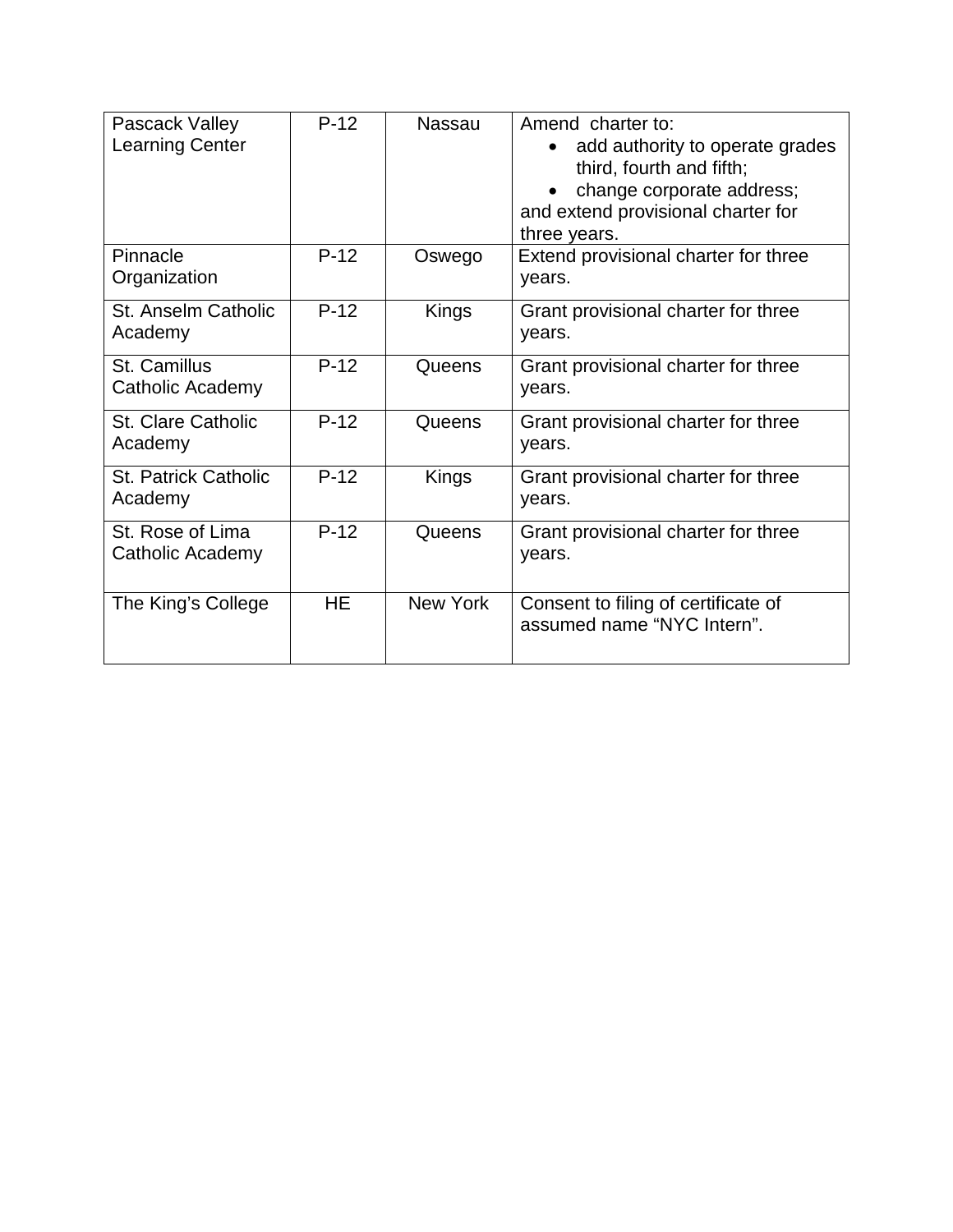| Pascack Valley Learning Center | P-12 | Nassau | Amend charter to:<br>• add authority to operate grades third, fourth and fifth;<br>• change corporate address;<br>and extend provisional charter for three years. |
|---|---|---|---|
| Pinnacle Organization | P-12 | Oswego | Extend provisional charter for three years. |
| St. Anselm Catholic Academy | P-12 | Kings | Grant provisional charter for three years. |
| St. Camillus Catholic Academy | P-12 | Queens | Grant provisional charter for three years. |
| St. Clare Catholic Academy | P-12 | Queens | Grant provisional charter for three years. |
| St. Patrick Catholic Academy | P-12 | Kings | Grant provisional charter for three years. |
| St. Rose of Lima Catholic Academy | P-12 | Queens | Grant provisional charter for three years. |
| The King's College | HE | New York | Consent to filing of certificate of assumed name "NYC Intern". |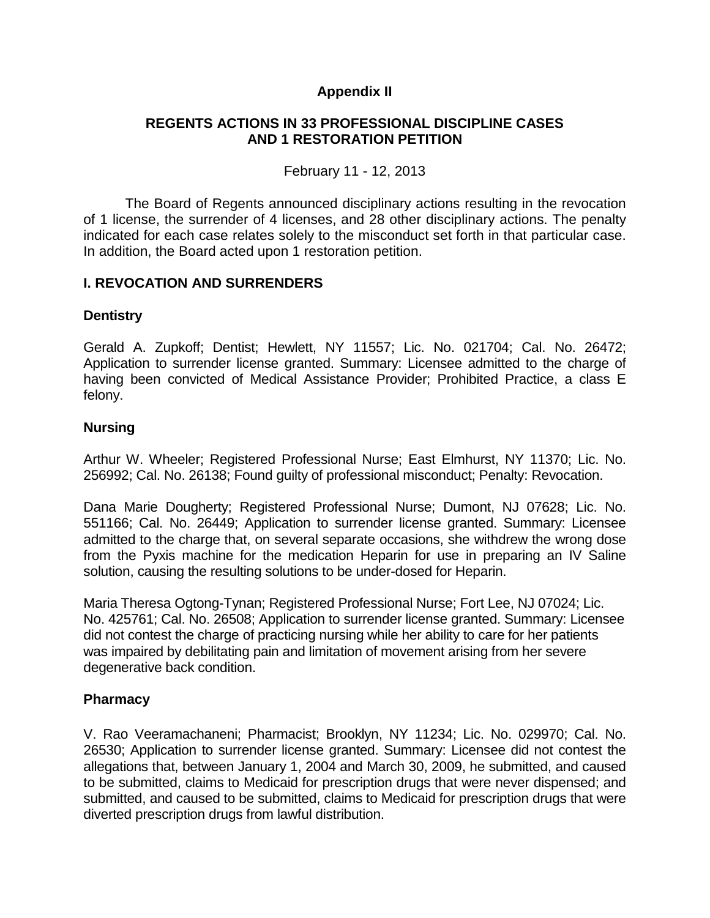**Appendix II**

**REGENTS ACTIONS IN 33 PROFESSIONAL DISCIPLINE CASES AND 1 RESTORATION PETITION**

February 11 - 12, 2013

The Board of Regents announced disciplinary actions resulting in the revocation of 1 license, the surrender of 4 licenses, and 28 other disciplinary actions. The penalty indicated for each case relates solely to the misconduct set forth in that particular case. In addition, the Board acted upon 1 restoration petition.

## I. REVOCATION AND SURRENDERS

### Dentistry

Gerald A. Zupkoff; Dentist; Hewlett, NY 11557; Lic. No. 021704; Cal. No. 26472; Application to surrender license granted. Summary: Licensee admitted to the charge of having been convicted of Medical Assistance Provider; Prohibited Practice, a class E felony.

### Nursing

Arthur W. Wheeler; Registered Professional Nurse; East Elmhurst, NY 11370; Lic. No. 256992; Cal. No. 26138; Found guilty of professional misconduct; Penalty: Revocation.

Dana Marie Dougherty; Registered Professional Nurse; Dumont, NJ 07628; Lic. No. 551166; Cal. No. 26449; Application to surrender license granted. Summary: Licensee admitted to the charge that, on several separate occasions, she withdrew the wrong dose from the Pyxis machine for the medication Heparin for use in preparing an IV Saline solution, causing the resulting solutions to be under-dosed for Heparin.

Maria Theresa Ogtong-Tynan; Registered Professional Nurse; Fort Lee, NJ 07024; Lic. No. 425761; Cal. No. 26508; Application to surrender license granted. Summary: Licensee did not contest the charge of practicing nursing while her ability to care for her patients was impaired by debilitating pain and limitation of movement arising from her severe degenerative back condition.

### Pharmacy

V. Rao Veeramachaneni; Pharmacist; Brooklyn, NY 11234; Lic. No. 029970; Cal. No. 26530; Application to surrender license granted. Summary: Licensee did not contest the allegations that, between January 1, 2004 and March 30, 2009, he submitted, and caused to be submitted, claims to Medicaid for prescription drugs that were never dispensed; and submitted, and caused to be submitted, claims to Medicaid for prescription drugs that were diverted prescription drugs from lawful distribution.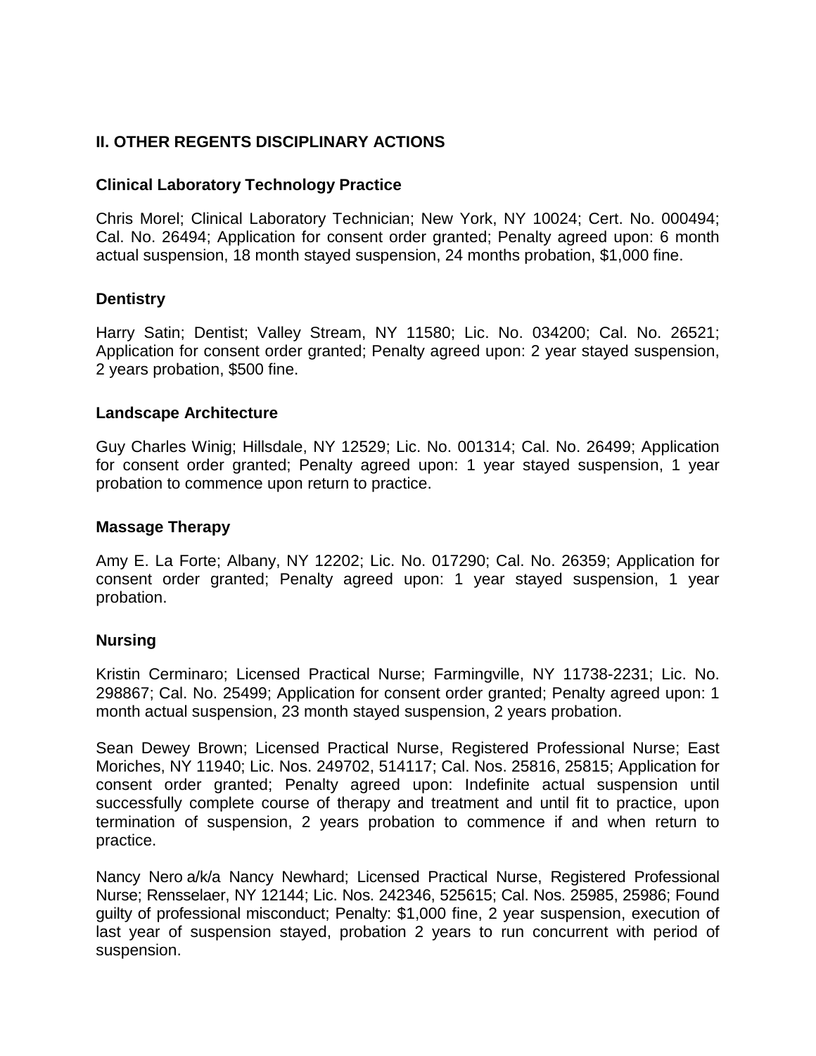## II. OTHER REGENTS DISCIPLINARY ACTIONS

### Clinical Laboratory Technology Practice

Chris Morel; Clinical Laboratory Technician; New York, NY 10024; Cert. No. 000494; Cal. No. 26494; Application for consent order granted; Penalty agreed upon: 6 month actual suspension, 18 month stayed suspension, 24 months probation, $1,000 fine.

### Dentistry

Harry Satin; Dentist; Valley Stream, NY 11580; Lic. No. 034200; Cal. No. 26521; Application for consent order granted; Penalty agreed upon: 2 year stayed suspension, 2 years probation, $500 fine.

### Landscape Architecture

Guy Charles Winig; Hillsdale, NY 12529; Lic. No. 001314; Cal. No. 26499; Application for consent order granted; Penalty agreed upon: 1 year stayed suspension, 1 year probation to commence upon return to practice.

### Massage Therapy

Amy E. La Forte; Albany, NY 12202; Lic. No. 017290; Cal. No. 26359; Application for consent order granted; Penalty agreed upon: 1 year stayed suspension, 1 year probation.

### Nursing

Kristin Cerminaro; Licensed Practical Nurse; Farmingville, NY 11738-2231; Lic. No. 298867; Cal. No. 25499; Application for consent order granted; Penalty agreed upon: 1 month actual suspension, 23 month stayed suspension, 2 years probation.

Sean Dewey Brown; Licensed Practical Nurse, Registered Professional Nurse; East Moriches, NY 11940; Lic. Nos. 249702, 514117; Cal. Nos. 25816, 25815; Application for consent order granted; Penalty agreed upon: Indefinite actual suspension until successfully complete course of therapy and treatment and until fit to practice, upon termination of suspension, 2 years probation to commence if and when return to practice.

Nancy Nero a/k/a Nancy Newhard; Licensed Practical Nurse, Registered Professional Nurse; Rensselaer, NY 12144; Lic. Nos. 242346, 525615; Cal. Nos. 25985, 25986; Found guilty of professional misconduct; Penalty: $1,000 fine, 2 year suspension, execution of last year of suspension stayed, probation 2 years to run concurrent with period of suspension.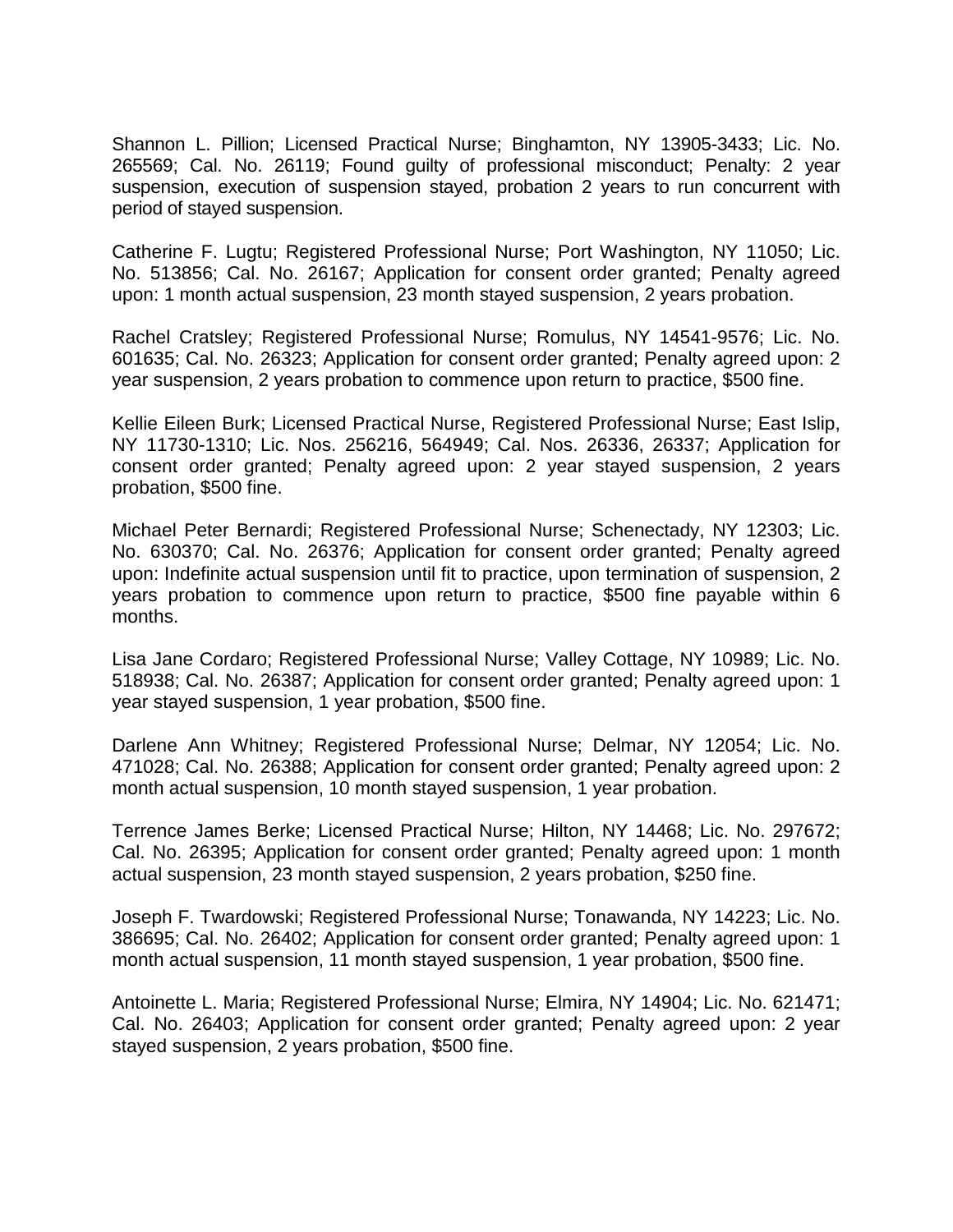Shannon L. Pillion; Licensed Practical Nurse; Binghamton, NY 13905-3433; Lic. No. 265569; Cal. No. 26119; Found guilty of professional misconduct; Penalty: 2 year suspension, execution of suspension stayed, probation 2 years to run concurrent with period of stayed suspension.

Catherine F. Lugtu; Registered Professional Nurse; Port Washington, NY 11050; Lic. No. 513856; Cal. No. 26167; Application for consent order granted; Penalty agreed upon: 1 month actual suspension, 23 month stayed suspension, 2 years probation.

Rachel Cratsley; Registered Professional Nurse; Romulus, NY 14541-9576; Lic. No. 601635; Cal. No. 26323; Application for consent order granted; Penalty agreed upon: 2 year suspension, 2 years probation to commence upon return to practice, $500 fine.

Kellie Eileen Burk; Licensed Practical Nurse, Registered Professional Nurse; East Islip, NY 11730-1310; Lic. Nos. 256216, 564949; Cal. Nos. 26336, 26337; Application for consent order granted; Penalty agreed upon: 2 year stayed suspension, 2 years probation, $500 fine.

Michael Peter Bernardi; Registered Professional Nurse; Schenectady, NY 12303; Lic. No. 630370; Cal. No. 26376; Application for consent order granted; Penalty agreed upon: Indefinite actual suspension until fit to practice, upon termination of suspension, 2 years probation to commence upon return to practice, $500 fine payable within 6 months.

Lisa Jane Cordaro; Registered Professional Nurse; Valley Cottage, NY 10989; Lic. No. 518938; Cal. No. 26387; Application for consent order granted; Penalty agreed upon: 1 year stayed suspension, 1 year probation, $500 fine.

Darlene Ann Whitney; Registered Professional Nurse; Delmar, NY 12054; Lic. No. 471028; Cal. No. 26388; Application for consent order granted; Penalty agreed upon: 2 month actual suspension, 10 month stayed suspension, 1 year probation.

Terrence James Berke; Licensed Practical Nurse; Hilton, NY 14468; Lic. No. 297672; Cal. No. 26395; Application for consent order granted; Penalty agreed upon: 1 month actual suspension, 23 month stayed suspension, 2 years probation, $250 fine.

Joseph F. Twardowski; Registered Professional Nurse; Tonawanda, NY 14223; Lic. No. 386695; Cal. No. 26402; Application for consent order granted; Penalty agreed upon: 1 month actual suspension, 11 month stayed suspension, 1 year probation, $500 fine.

Antoinette L. Maria; Registered Professional Nurse; Elmira, NY 14904; Lic. No. 621471; Cal. No. 26403; Application for consent order granted; Penalty agreed upon: 2 year stayed suspension, 2 years probation, $500 fine.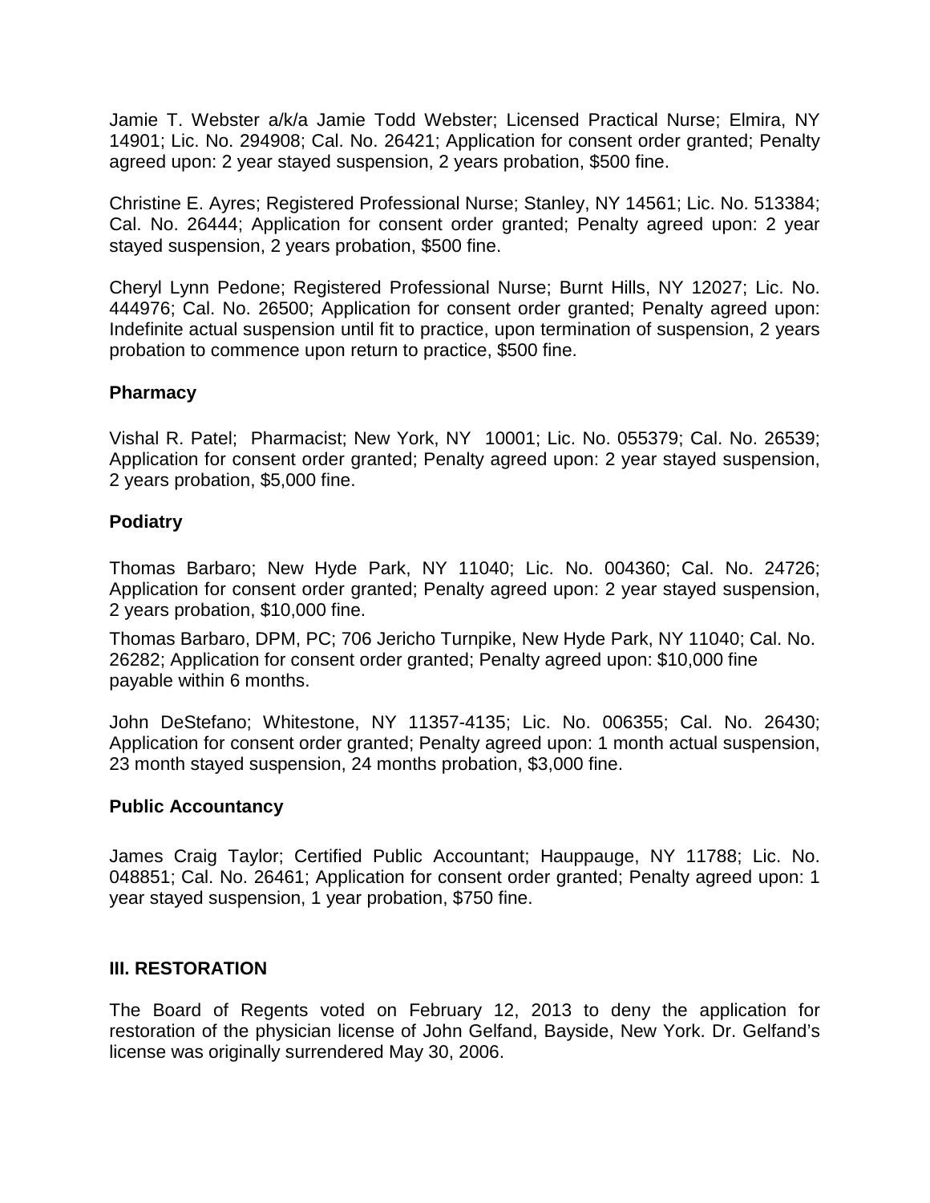Jamie T. Webster a/k/a Jamie Todd Webster; Licensed Practical Nurse; Elmira, NY 14901; Lic. No. 294908; Cal. No. 26421; Application for consent order granted; Penalty agreed upon: 2 year stayed suspension, 2 years probation, $500 fine.

Christine E. Ayres; Registered Professional Nurse; Stanley, NY 14561; Lic. No. 513384; Cal. No. 26444; Application for consent order granted; Penalty agreed upon: 2 year stayed suspension, 2 years probation, $500 fine.

Cheryl Lynn Pedone; Registered Professional Nurse; Burnt Hills, NY 12027; Lic. No. 444976; Cal. No. 26500; Application for consent order granted; Penalty agreed upon: Indefinite actual suspension until fit to practice, upon termination of suspension, 2 years probation to commence upon return to practice, $500 fine.

**Pharmacy**

Vishal R. Patel; Pharmacist; New York, NY 10001; Lic. No. 055379; Cal. No. 26539; Application for consent order granted; Penalty agreed upon: 2 year stayed suspension, 2 years probation, $5,000 fine.

**Podiatry**

Thomas Barbaro; New Hyde Park, NY 11040; Lic. No. 004360; Cal. No. 24726; Application for consent order granted; Penalty agreed upon: 2 year stayed suspension, 2 years probation, $10,000 fine.

Thomas Barbaro, DPM, PC; 706 Jericho Turnpike, New Hyde Park, NY 11040; Cal. No. 26282; Application for consent order granted; Penalty agreed upon: $10,000 fine payable within 6 months.

John DeStefano; Whitestone, NY 11357-4135; Lic. No. 006355; Cal. No. 26430; Application for consent order granted; Penalty agreed upon: 1 month actual suspension, 23 month stayed suspension, 24 months probation, $3,000 fine.

**Public Accountancy**

James Craig Taylor; Certified Public Accountant; Hauppauge, NY 11788; Lic. No. 048851; Cal. No. 26461; Application for consent order granted; Penalty agreed upon: 1 year stayed suspension, 1 year probation, $750 fine.

**III. RESTORATION**

The Board of Regents voted on February 12, 2013 to deny the application for restoration of the physician license of John Gelfand, Bayside, New York. Dr. Gelfand's license was originally surrendered May 30, 2006.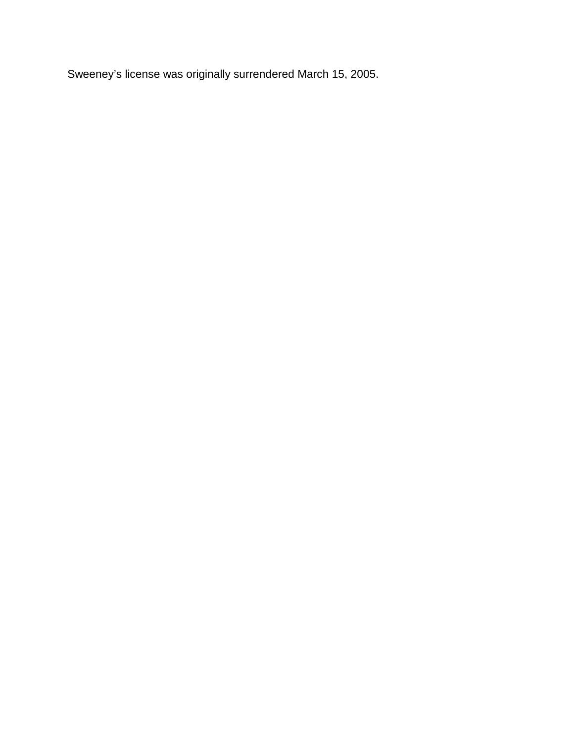Sweeney’s license was originally surrendered March 15, 2005.